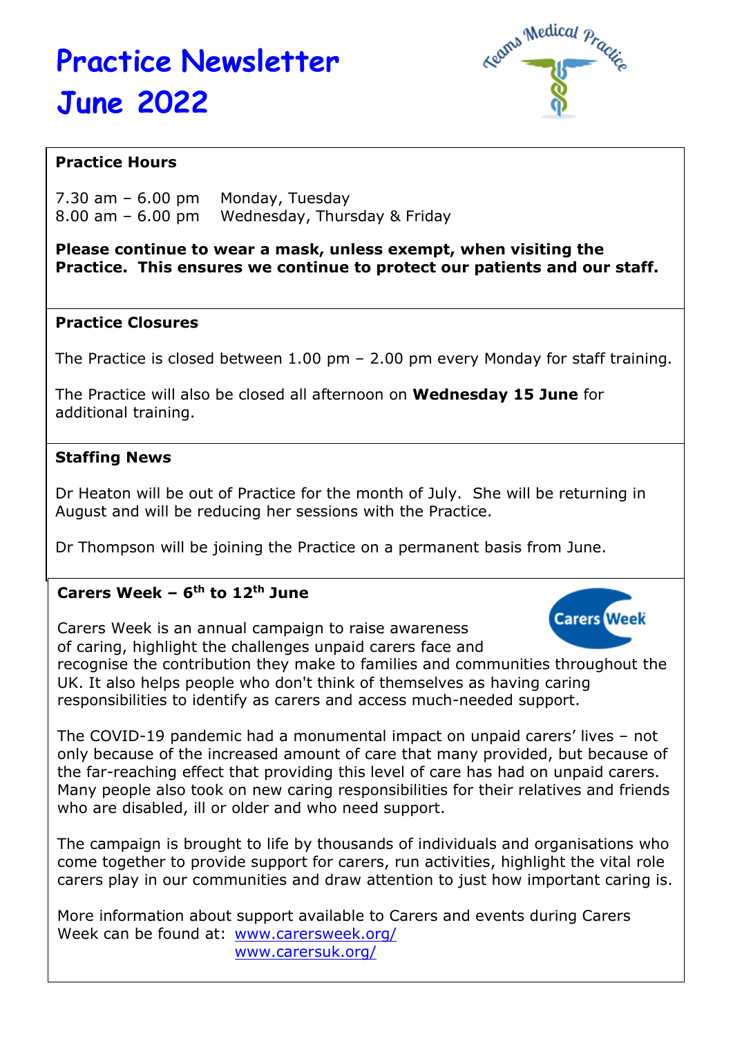# Practice Newsletter
# June 2022

## Practice Hours

7.30 am – 6.00 pm    Monday, Tuesday
8.00 am – 6.00 pm    Wednesday, Thursday & Friday

**Please continue to wear a mask, unless exempt, when visiting the Practice. This ensures we continue to protect our patients and our staff.**

## Practice Closures

The Practice is closed between 1.00 pm – 2.00 pm every Monday for staff training.

The Practice will also be closed all afternoon on **Wednesday 15 June** for additional training.

## Staffing News

Dr Heaton will be out of Practice for the month of July. She will be returning in August and will be reducing her sessions with the Practice.

Dr Thompson will be joining the Practice on a permanent basis from June.

## Carers Week – 6th to 12th June

Carers Week is an annual campaign to raise awareness of caring, highlight the challenges unpaid carers face and recognise the contribution they make to families and communities throughout the UK. It also helps people who don't think of themselves as having caring responsibilities to identify as carers and access much-needed support.

The COVID-19 pandemic had a monumental impact on unpaid carers' lives – not only because of the increased amount of care that many provided, but because of the far-reaching effect that providing this level of care has had on unpaid carers. Many people also took on new caring responsibilities for their relatives and friends who are disabled, ill or older and who need support.

The campaign is brought to life by thousands of individuals and organisations who come together to provide support for carers, run activities, highlight the vital role carers play in our communities and draw attention to just how important caring is.

More information about support available to Carers and events during Carers Week can be found at: www.carersweek.org/
www.carersuk.org/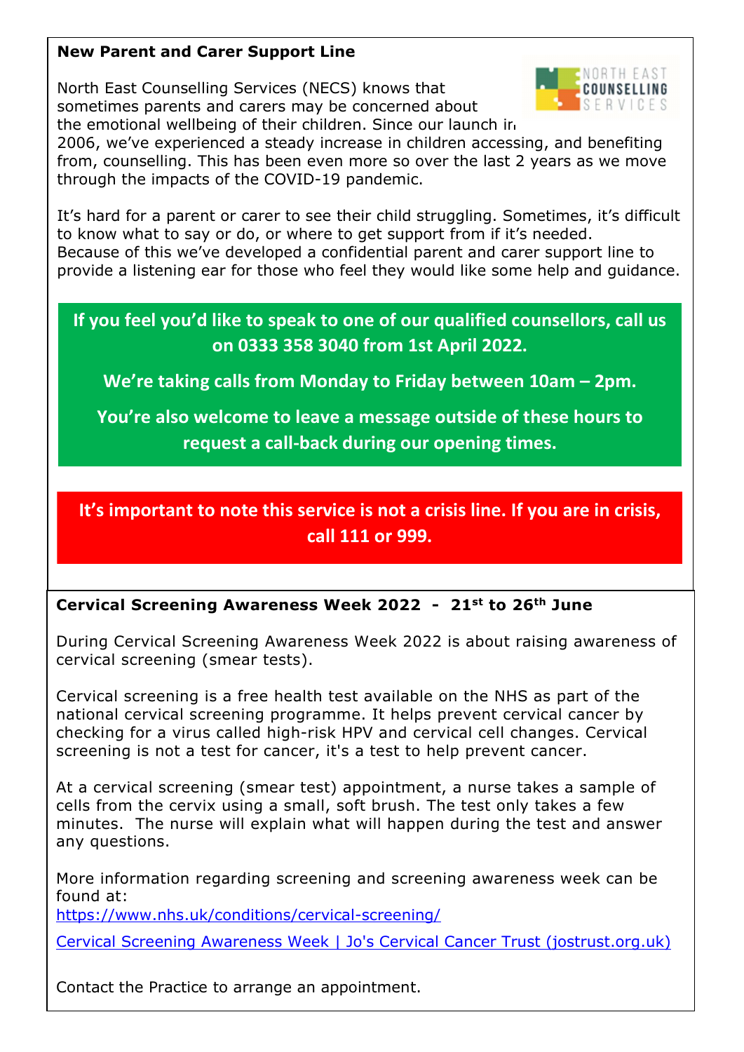## New Parent and Carer Support Line

North East Counselling Services (NECS) knows that sometimes parents and carers may be concerned about the emotional wellbeing of their children. Since our launch in 2006, we've experienced a steady increase in children accessing, and benefiting from, counselling. This has been even more so over the last 2 years as we move through the impacts of the COVID-19 pandemic.

It's hard for a parent or carer to see their child struggling. Sometimes, it's difficult to know what to say or do, or where to get support from if it's needed. Because of this we've developed a confidential parent and carer support line to provide a listening ear for those who feel they would like some help and guidance.

**If you feel you'd like to speak to one of our qualified counsellors, call us on 0333 358 3040 from 1st April 2022.**

**We're taking calls from Monday to Friday between 10am – 2pm.**

**You're also welcome to leave a message outside of these hours to request a call-back during our opening times.**

**It's important to note this service is not a crisis line. If you are in crisis, call 111 or 999.**

## Cervical Screening Awareness Week 2022 - 21st to 26th June

During Cervical Screening Awareness Week 2022 is about raising awareness of cervical screening (smear tests).

Cervical screening is a free health test available on the NHS as part of the national cervical screening programme. It helps prevent cervical cancer by checking for a virus called high-risk HPV and cervical cell changes. Cervical screening is not a test for cancer, it's a test to help prevent cancer.

At a cervical screening (smear test) appointment, a nurse takes a sample of cells from the cervix using a small, soft brush. The test only takes a few minutes. The nurse will explain what will happen during the test and answer any questions.

More information regarding screening and screening awareness week can be found at:
https://www.nhs.uk/conditions/cervical-screening/

Cervical Screening Awareness Week | Jo's Cervical Cancer Trust (jostrust.org.uk)

Contact the Practice to arrange an appointment.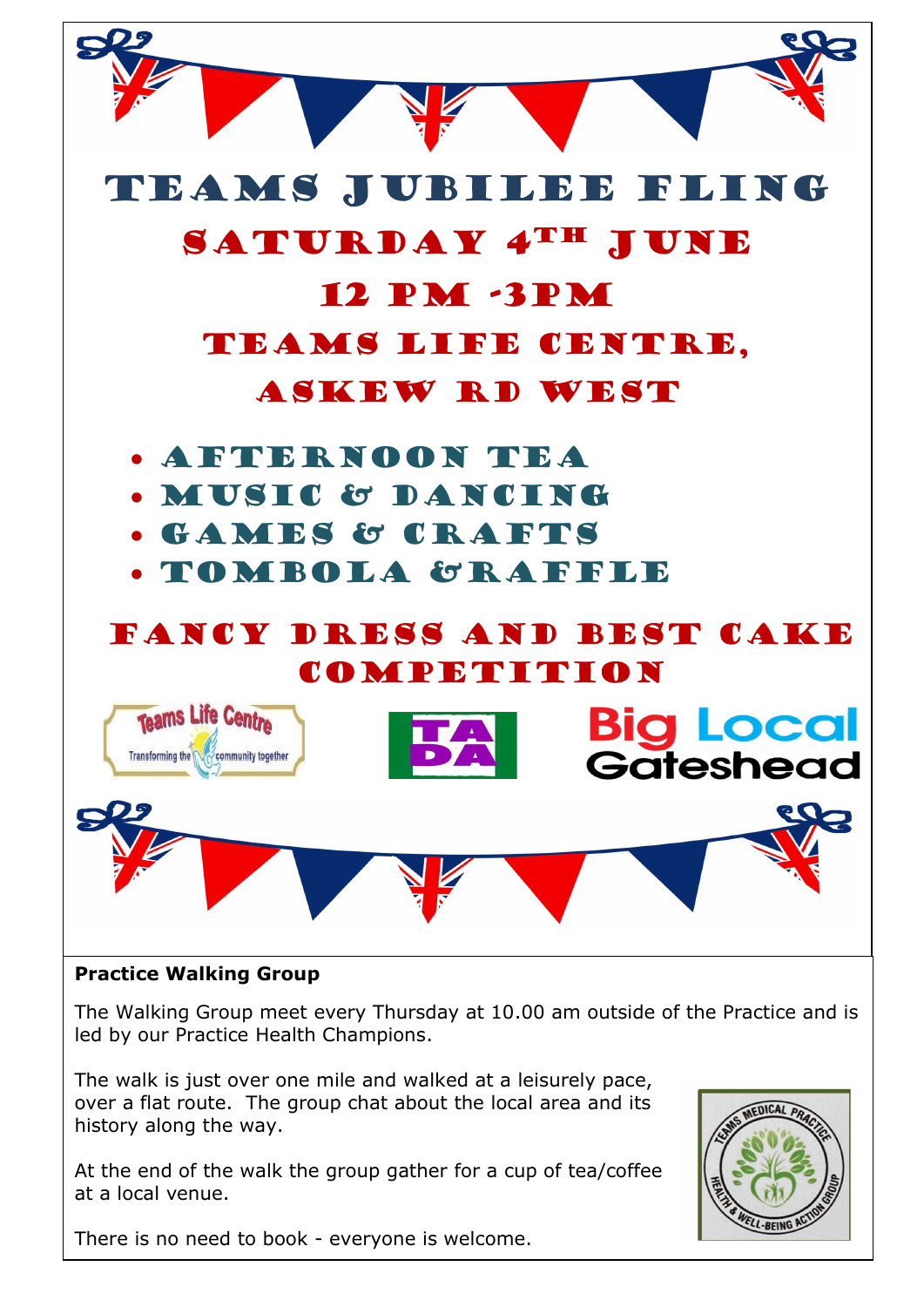# TEAMS JUBILEE FLING

## SATURDAY 4TH JUNE

## 12 PM -3PM

## TEAMS LIFE CENTRE, ASKEW RD WEST

- AFTERNOON TEA
- MUSIC & DANCING
- GAMES & CRAFTS
- TOMBOLA &RAFFLE

## FANCY DRESS AND BEST CAKE COMPETITION

Teams Life Centre — Transforming the community together

TA DA

Big Local Gateshead

**Practice Walking Group**

The Walking Group meet every Thursday at 10.00 am outside of the Practice and is led by our Practice Health Champions.

The walk is just over one mile and walked at a leisurely pace, over a flat route. The group chat about the local area and its history along the way.

At the end of the walk the group gather for a cup of tea/coffee at a local venue.

There is no need to book - everyone is welcome.

TEAMS MEDICAL PRACTICE HEALTH & WELL-BEING ACTION GROUP